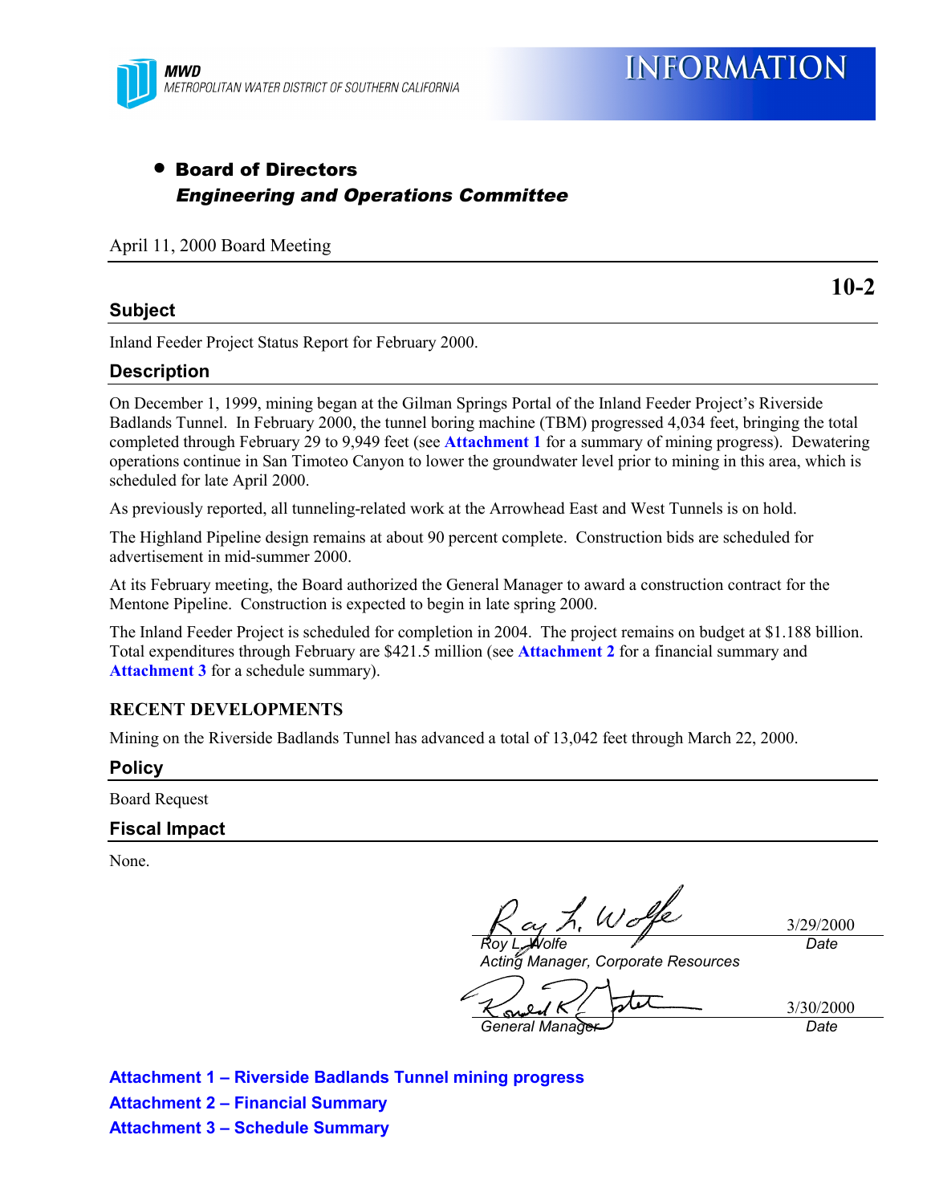MWD
METROPOLITAN WATER DISTRICT OF SOUTHERN CALIFORNIA

# INFORMATION

- **Board of Directors**
  ***Engineering and Operations Committee***

April 11, 2000 Board Meeting

**10-2**

## Subject

Inland Feeder Project Status Report for February 2000.

## Description

On December 1, 1999, mining began at the Gilman Springs Portal of the Inland Feeder Project's Riverside Badlands Tunnel. In February 2000, the tunnel boring machine (TBM) progressed 4,034 feet, bringing the total completed through February 29 to 9,949 feet (see **Attachment 1** for a summary of mining progress). Dewatering operations continue in San Timoteo Canyon to lower the groundwater level prior to mining in this area, which is scheduled for late April 2000.

As previously reported, all tunneling-related work at the Arrowhead East and West Tunnels is on hold.

The Highland Pipeline design remains at about 90 percent complete. Construction bids are scheduled for advertisement in mid-summer 2000.

At its February meeting, the Board authorized the General Manager to award a construction contract for the Mentone Pipeline. Construction is expected to begin in late spring 2000.

The Inland Feeder Project is scheduled for completion in 2004. The project remains on budget at $1.188 billion. Total expenditures through February are $421.5 million (see **Attachment 2** for a financial summary and **Attachment 3** for a schedule summary).

### RECENT DEVELOPMENTS

Mining on the Riverside Badlands Tunnel has advanced a total of 13,042 feet through March 22, 2000.

## Policy

Board Request

## Fiscal Impact

None.

*Roy L. Wolfe*
*Acting Manager, Corporate Resources*
3/29/2000
*Date*

*General Manager*
3/30/2000
*Date*

**Attachment 1 – Riverside Badlands Tunnel mining progress**
**Attachment 2 – Financial Summary**
**Attachment 3 – Schedule Summary**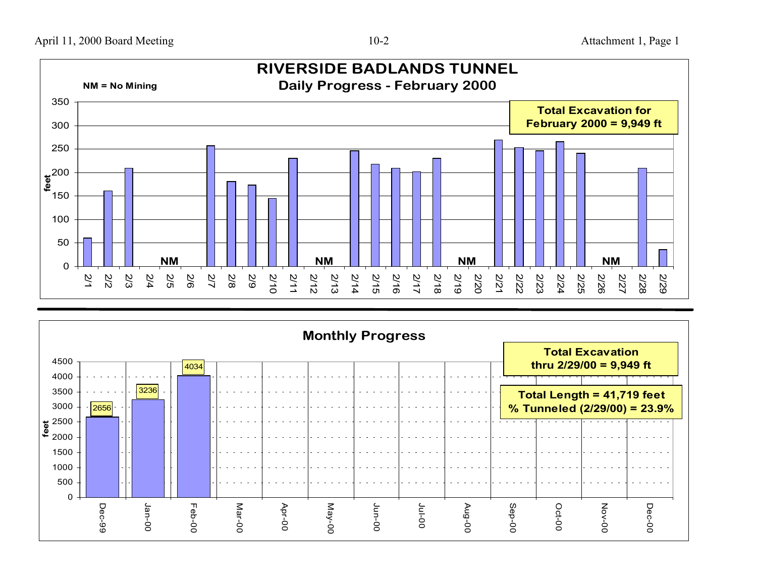# RIVERSIDE BADLANDS TUNNEL

## Daily Progress - February 2000

NM = No Mining

Total Excavation for February 2000 = 9,949 ft

feet

350
300
250
200
150
100
50
0

NM NM NM NM

2/1 2/2 2/3 2/4 2/5 2/6 2/7 2/8 2/9 2/10 2/11 2/12 2/13 2/14 2/15 2/16 2/17 2/18 2/19 2/20 2/21 2/22 2/23 2/24 2/25 2/26 2/27 2/28 2/29

## Monthly Progress

Total Excavation thru 2/29/00 = 9,949 ft

Total Length = 41,719 feet
% Tunneled (2/29/00) = 23.9%

feet

4500
4000
3500
3000
2500
2000
1500
1000
500
0

2656
3236
4034

Dec-99 Jan-00 Feb-00 Mar-00 Apr-00 May-00 Jun-00 Jul-00 Aug-00 Sep-00 Oct-00 Nov-00 Dec-00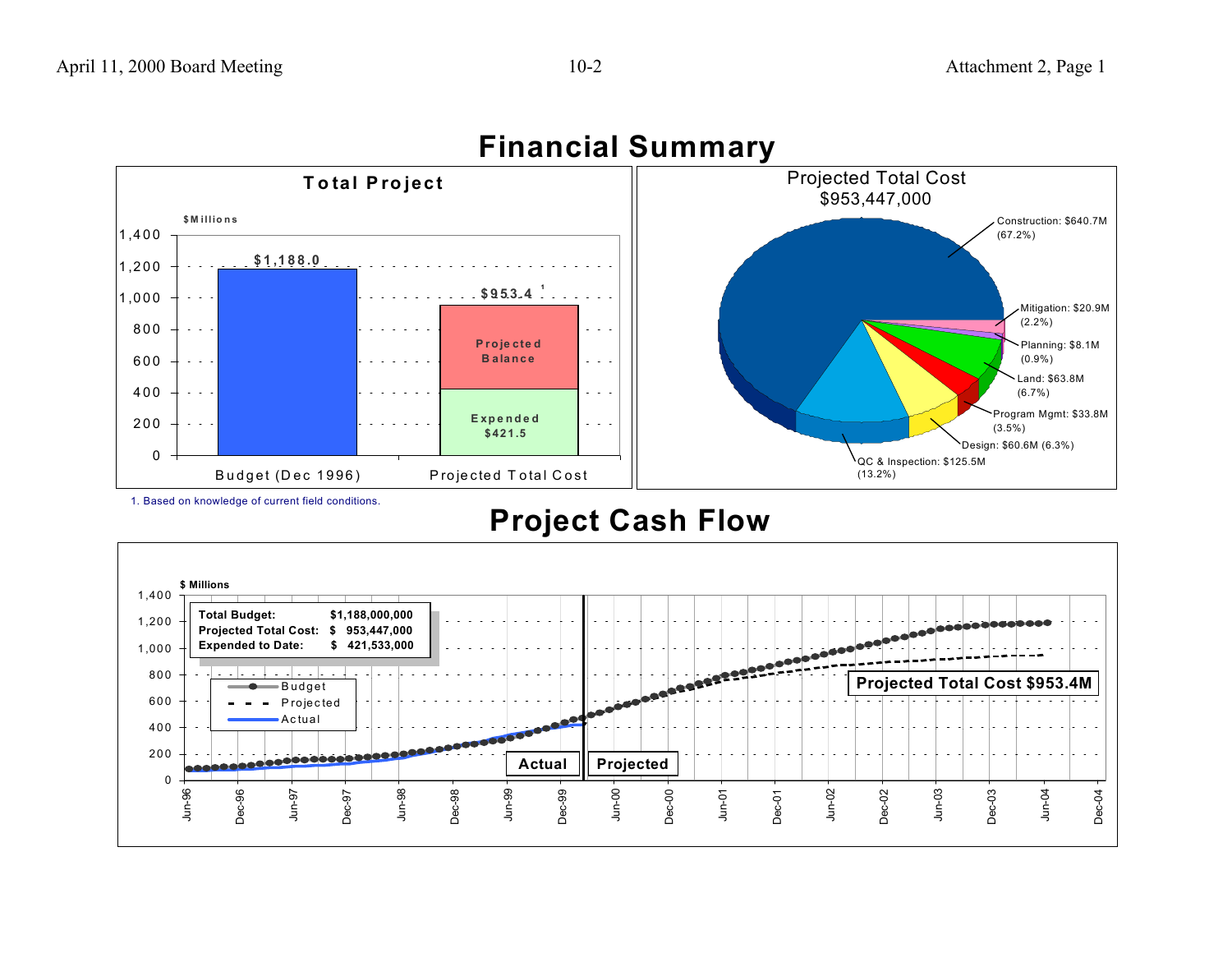# Financial Summary

## Total Project

$Millions

1,400
1,200
1,000
800
600
400
200
0

$1,188.0

$953.4 [1]

Projected Balance

Expended
$421.5

Budget (Dec 1996)

Projected Total Cost

## Projected Total Cost
$953,447,000

Construction: $640.7M (67.2%)

Mitigation: $20.9M (2.2%)

Planning: $8.1M (0.9%)

Land: $63.8M (6.7%)

Program Mgmt: $33.8M (3.5%)

Design: $60.6M (6.3%)

QC & Inspection: $125.5M (13.2%)

1. Based on knowledge of current field conditions.

# Project Cash Flow

$ Millions

1,400
1,200
1,000
800
600
400
200
0

Total Budget: $1,188,000,000
Projected Total Cost: $ 953,447,000
Expended to Date: $ 421,533,000

Budget
Projected
Actual

Actual

Projected

Projected Total Cost $953.4M

Jun-96
Dec-96
Jun-97
Dec-97
Jun-98
Dec-98
Jun-99
Dec-99
Jun-00
Dec-00
Jun-01
Dec-01
Jun-02
Dec-02
Jun-03
Dec-03
Jun-04
Dec-04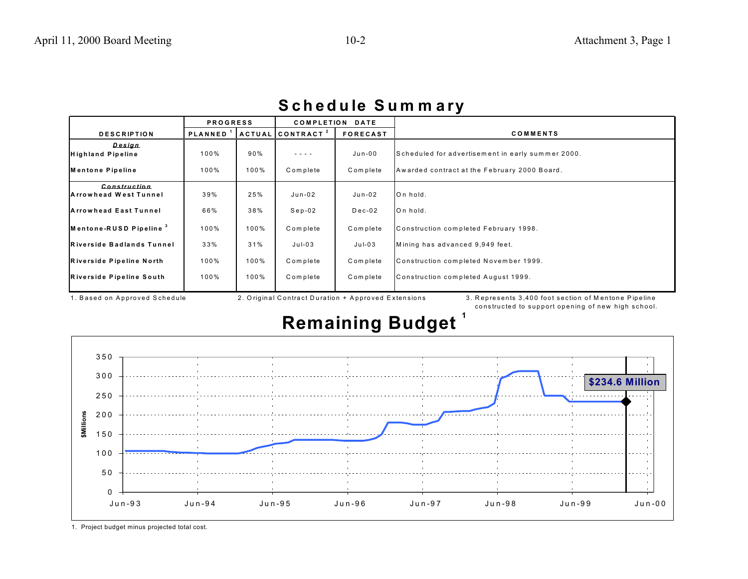## Schedule Summary

| DESCRIPTION | PROGRESS | | COMPLETION DATE | | COMMENTS |
|---|---|---|---|---|---|
| | PLANNED [1] | ACTUAL | CONTRACT [2] | FORECAST | |
| ***Design*** | | | | | |
| **Highland Pipeline** | 100% | 90% | - - - - | Jun-00 | Scheduled for advertisement in early summer 2000. |
| **Mentone Pipeline** | 100% | 100% | Complete | Complete | Awarded contract at the February 2000 Board. |
| ***Construction*** | | | | | |
| **Arrowhead West Tunnel** | 39% | 25% | Jun-02 | Jun-02 | On hold. |
| **Arrowhead East Tunnel** | 66% | 38% | Sep-02 | Dec-02 | On hold. |
| **Mentone-RUSD Pipeline [3]** | 100% | 100% | Complete | Complete | Construction completed February 1998. |
| **Riverside Badlands Tunnel** | 33% | 31% | Jul-03 | Jul-03 | Mining has advanced 9,949 feet. |
| **Riverside Pipeline North** | 100% | 100% | Complete | Complete | Construction completed November 1999. |
| **Riverside Pipeline South** | 100% | 100% | Complete | Complete | Construction completed August 1999. |

1. Based on Approved Schedule
2. Original Contract Duration + Approved Extensions
3. Represents 3,400 foot section of Mentone Pipeline constructed to support opening of new high school.

## Remaining Budget [1]

$Millions

350
300
250
200
150
100
50
0

Jun-93 Jun-94 Jun-95 Jun-96 Jun-97 Jun-98 Jun-99 Jun-00

$234.6 Million

1. Project budget minus projected total cost.